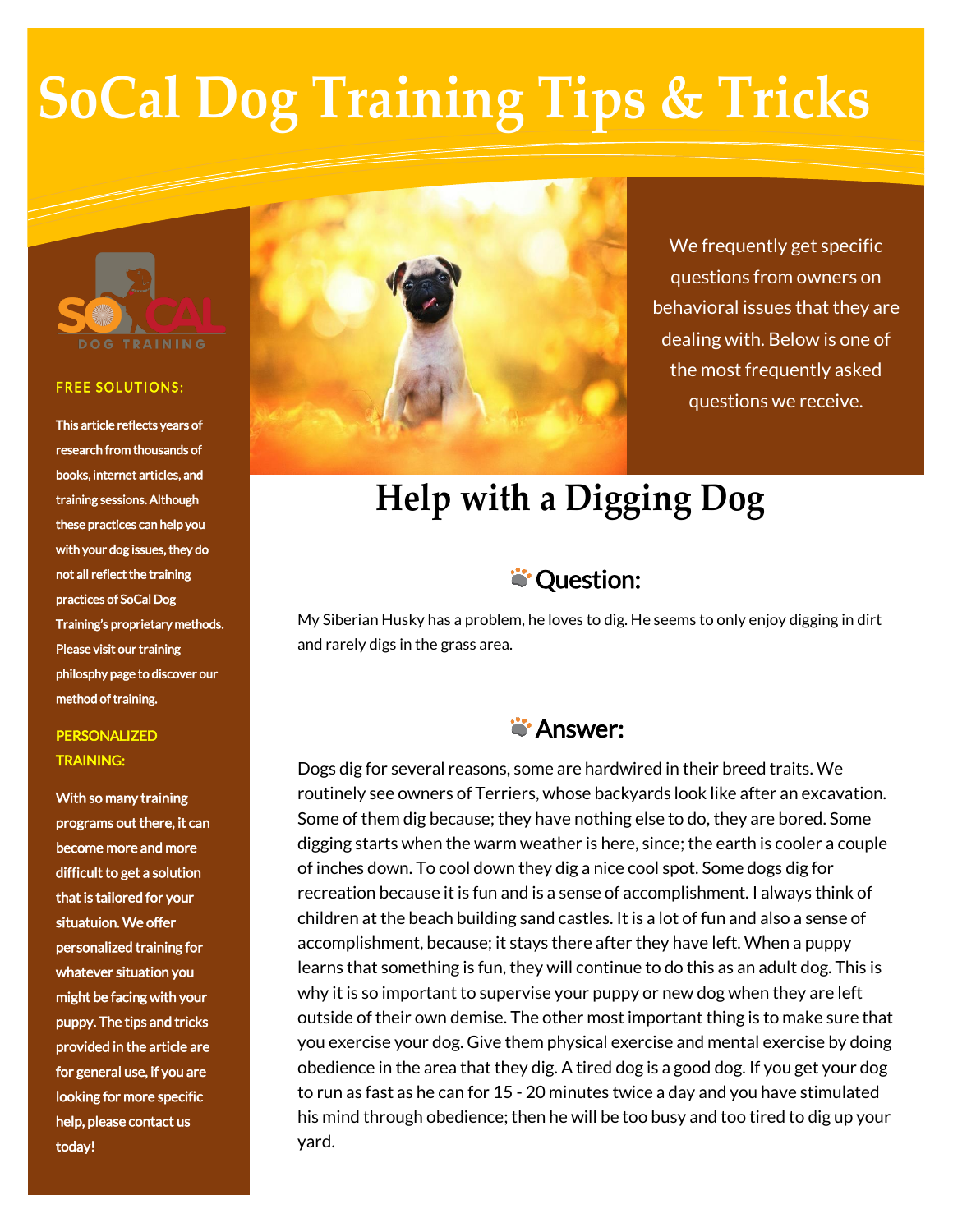# SoCal Dog Training Tips & Tricks

SOCAL DOG TRAINING

**FREE SOLUTIONS:**

This article reflects years of research from thousands of books, internet articles, and training sessions. Although these practices can help you with your dog issues, they do not all reflect the training practices of SoCal Dog Training's proprietary methods. Please visit our training philosphy page to discover our method of training.

**PERSONALIZED TRAINING:**

With so many training programs out there, it can become more and more difficult to get a solution that is tailored for your situatuion. We offer personalized training for whatever situation you might be facing with your puppy. The tips and tricks provided in the article are for general use, if you are looking for more specific help, please contact us today!

We frequently get specific questions from owners on behavioral issues that they are dealing with. Below is one of the most frequently asked questions we receive.

## Help with a Digging Dog

### Question:

My Siberian Husky has a problem, he loves to dig. He seems to only enjoy digging in dirt and rarely digs in the grass area.

### Answer:

Dogs dig for several reasons, some are hardwired in their breed traits. We routinely see owners of Terriers, whose backyards look like after an excavation. Some of them dig because; they have nothing else to do, they are bored. Some digging starts when the warm weather is here, since; the earth is cooler a couple of inches down. To cool down they dig a nice cool spot. Some dogs dig for recreation because it is fun and is a sense of accomplishment. I always think of children at the beach building sand castles. It is a lot of fun and also a sense of accomplishment, because; it stays there after they have left. When a puppy learns that something is fun, they will continue to do this as an adult dog. This is why it is so important to supervise your puppy or new dog when they are left outside of their own demise. The other most important thing is to make sure that you exercise your dog. Give them physical exercise and mental exercise by doing obedience in the area that they dig. A tired dog is a good dog. If you get your dog to run as fast as he can for 15 - 20 minutes twice a day and you have stimulated his mind through obedience; then he will be too busy and too tired to dig up your yard.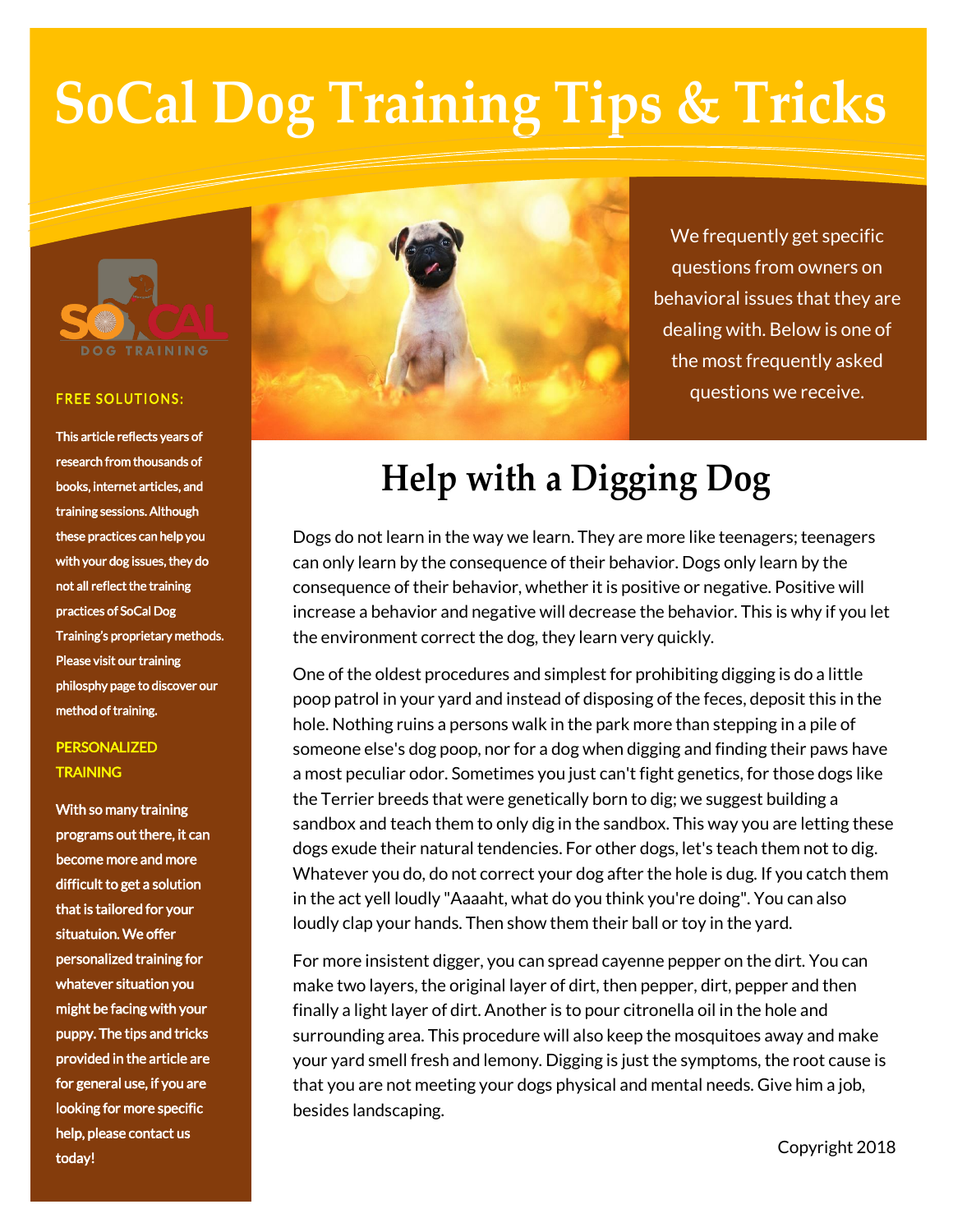# SoCal Dog Training Tips & Tricks

SOCAL DOG TRAINING

**FREE SOLUTIONS:**

This article reflects years of research from thousands of books, internet articles, and training sessions. Although these practices can help you with your dog issues, they do not all reflect the training practices of SoCal Dog Training's proprietary methods. Please visit our training philosophy page to discover our method of training.

**PERSONALIZED TRAINING**

With so many training programs out there, it can become more and more difficult to get a solution that is tailored for your situatuion. We offer personalized training for whatever situation you might be facing with your puppy. The tips and tricks provided in the article are for general use, if you are looking for more specific help, please contact us today!

We frequently get specific questions from owners on behavioral issues that they are dealing with. Below is one of the most frequently asked questions we receive.

## Help with a Digging Dog

Dogs do not learn in the way we learn. They are more like teenagers; teenagers can only learn by the consequence of their behavior. Dogs only learn by the consequence of their behavior, whether it is positive or negative. Positive will increase a behavior and negative will decrease the behavior. This is why if you let the environment correct the dog, they learn very quickly.

One of the oldest procedures and simplest for prohibiting digging is do a little poop patrol in your yard and instead of disposing of the feces, deposit this in the hole. Nothing ruins a persons walk in the park more than stepping in a pile of someone else's dog poop, nor for a dog when digging and finding their paws have a most peculiar odor. Sometimes you just can't fight genetics, for those dogs like the Terrier breeds that were genetically born to dig; we suggest building a sandbox and teach them to only dig in the sandbox. This way you are letting these dogs exude their natural tendencies. For other dogs, let's teach them not to dig. Whatever you do, do not correct your dog after the hole is dug. If you catch them in the act yell loudly "Aaaaht, what do you think you're doing". You can also loudly clap your hands. Then show them their ball or toy in the yard.

For more insistent digger, you can spread cayenne pepper on the dirt. You can make two layers, the original layer of dirt, then pepper, dirt, pepper and then finally a light layer of dirt. Another is to pour citronella oil in the hole and surrounding area. This procedure will also keep the mosquitoes away and make your yard smell fresh and lemony. Digging is just the symptoms, the root cause is that you are not meeting your dogs physical and mental needs. Give him a job, besides landscaping.

Copyright 2018